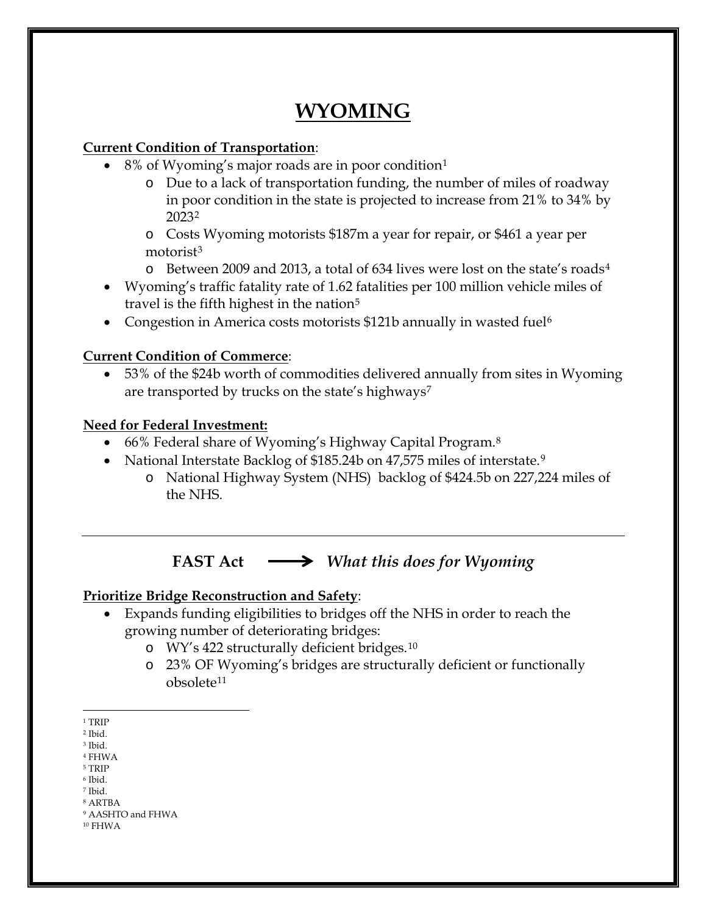# WYOMING

**Current Condition of Transportation**:

- 8% of Wyoming's major roads are in poor condition[1]
  - Due to a lack of transportation funding, the number of miles of roadway in poor condition in the state is projected to increase from 21% to 34% by 2023[2]
  - Costs Wyoming motorists $187m a year for repair, or $461 a year per motorist[3]
  - Between 2009 and 2013, a total of 634 lives were lost on the state's roads[4]
- Wyoming's traffic fatality rate of 1.62 fatalities per 100 million vehicle miles of travel is the fifth highest in the nation[5]
- Congestion in America costs motorists $121b annually in wasted fuel[6]

**Current Condition of Commerce**:

- 53% of the $24b worth of commodities delivered annually from sites in Wyoming are transported by trucks on the state's highways[7]

**Need for Federal Investment:**

- 66% Federal share of Wyoming's Highway Capital Program.[8]
- National Interstate Backlog of $185.24b on 47,575 miles of interstate.[9]
  - National Highway System (NHS) backlog of $424.5b on 227,224 miles of the NHS.

---

## FAST Act ⟶ *What this does for Wyoming*

**Prioritize Bridge Reconstruction and Safety**:

- Expands funding eligibilities to bridges off the NHS in order to reach the growing number of deteriorating bridges:
  - WY's 422 structurally deficient bridges.[10]
  - 23% OF Wyoming's bridges are structurally deficient or functionally obsolete[11]

---

[1] TRIP
[2] Ibid.
[3] Ibid.
[4] FHWA
[5] TRIP
[6] Ibid.
[7] Ibid.
[8] ARTBA
[9] AASHTO and FHWA
[10] FHWA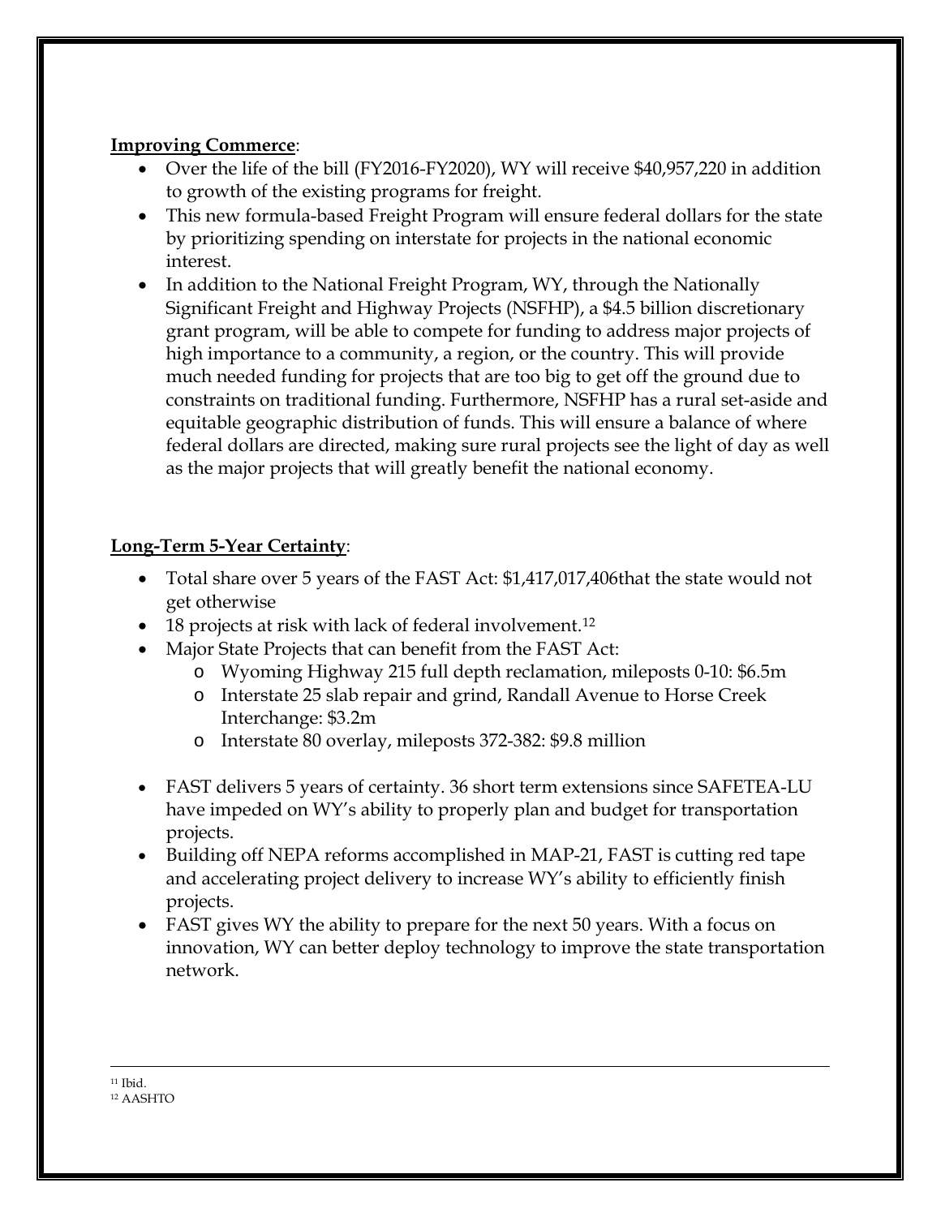**Improving Commerce**:

- Over the life of the bill (FY2016-FY2020), WY will receive $40,957,220 in addition to growth of the existing programs for freight.
- This new formula-based Freight Program will ensure federal dollars for the state by prioritizing spending on interstate for projects in the national economic interest.
- In addition to the National Freight Program, WY, through the Nationally Significant Freight and Highway Projects (NSFHP), a $4.5 billion discretionary grant program, will be able to compete for funding to address major projects of high importance to a community, a region, or the country. This will provide much needed funding for projects that are too big to get off the ground due to constraints on traditional funding. Furthermore, NSFHP has a rural set-aside and equitable geographic distribution of funds. This will ensure a balance of where federal dollars are directed, making sure rural projects see the light of day as well as the major projects that will greatly benefit the national economy.

**Long-Term 5-Year Certainty**:

- Total share over 5 years of the FAST Act: $1,417,017,406that the state would not get otherwise
- 18 projects at risk with lack of federal involvement.[12]
- Major State Projects that can benefit from the FAST Act:
  - Wyoming Highway 215 full depth reclamation, mileposts 0-10: $6.5m
  - Interstate 25 slab repair and grind, Randall Avenue to Horse Creek Interchange: $3.2m
  - Interstate 80 overlay, mileposts 372-382: $9.8 million

- FAST delivers 5 years of certainty. 36 short term extensions since SAFETEA-LU have impeded on WY's ability to properly plan and budget for transportation projects.
- Building off NEPA reforms accomplished in MAP-21, FAST is cutting red tape and accelerating project delivery to increase WY's ability to efficiently finish projects.
- FAST gives WY the ability to prepare for the next 50 years. With a focus on innovation, WY can better deploy technology to improve the state transportation network.

---

[11] Ibid.

[12] AASHTO